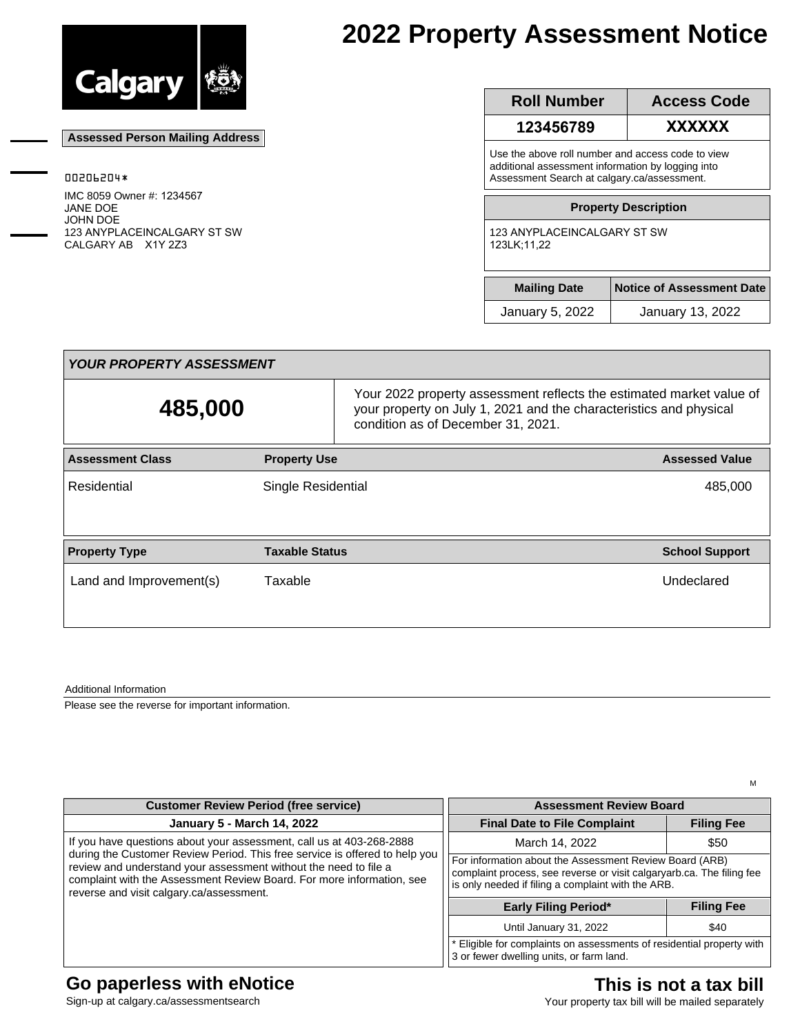# 2022 Property Assessment Notice

**Assessed Person Mailing Address**

00206204*

IMC 8059 Owner #: 1234567
JANE DOE
JOHN DOE
123 ANYPLACEINCALGARY ST SW
CALGARY AB X1Y 2Z3

| Roll Number | Access Code |
|---|---|
| 123456789 | XXXXXX |

Use the above roll number and access code to view additional assessment information by logging into Assessment Search at calgary.ca/assessment.

**Property Description**

123 ANYPLACEINCALGARY ST SW
123LK;11,22

| Mailing Date | Notice of Assessment Date |
|---|---|
| January 5, 2022 | January 13, 2022 |

## *YOUR PROPERTY ASSESSMENT*

**485,000**

Your 2022 property assessment reflects the estimated market value of your property on July 1, 2021 and the characteristics and physical condition as of December 31, 2021.

| Assessment Class | Property Use | Assessed Value |
|---|---|---|
| Residential | Single Residential | 485,000 |

| Property Type | Taxable Status | School Support |
|---|---|---|
| Land and Improvement(s) | Taxable | Undeclared |

Additional Information

Please see the reverse for important information.

M

**Customer Review Period (free service)**

**January 5 - March 14, 2022**

If you have questions about your assessment, call us at 403-268-2888 during the Customer Review Period. This free service is offered to help you review and understand your assessment without the need to file a complaint with the Assessment Review Board. For more information, see reverse and visit calgary.ca/assessment.

**Assessment Review Board**

| Final Date to File Complaint | Filing Fee |
|---|---|
| March 14, 2022 | $50 |

For information about the Assessment Review Board (ARB) complaint process, see reverse or visit calgaryarb.ca. The filing fee is only needed if filing a complaint with the ARB.

| Early Filing Period* | Filing Fee |
|---|---|
| Until January 31, 2022 | $40 |

* Eligible for complaints on assessments of residential property with 3 or fewer dwelling units, or farm land.

## Go paperless with eNotice

Sign-up at calgary.ca/assessmentsearch

## This is not a tax bill

Your property tax bill will be mailed separately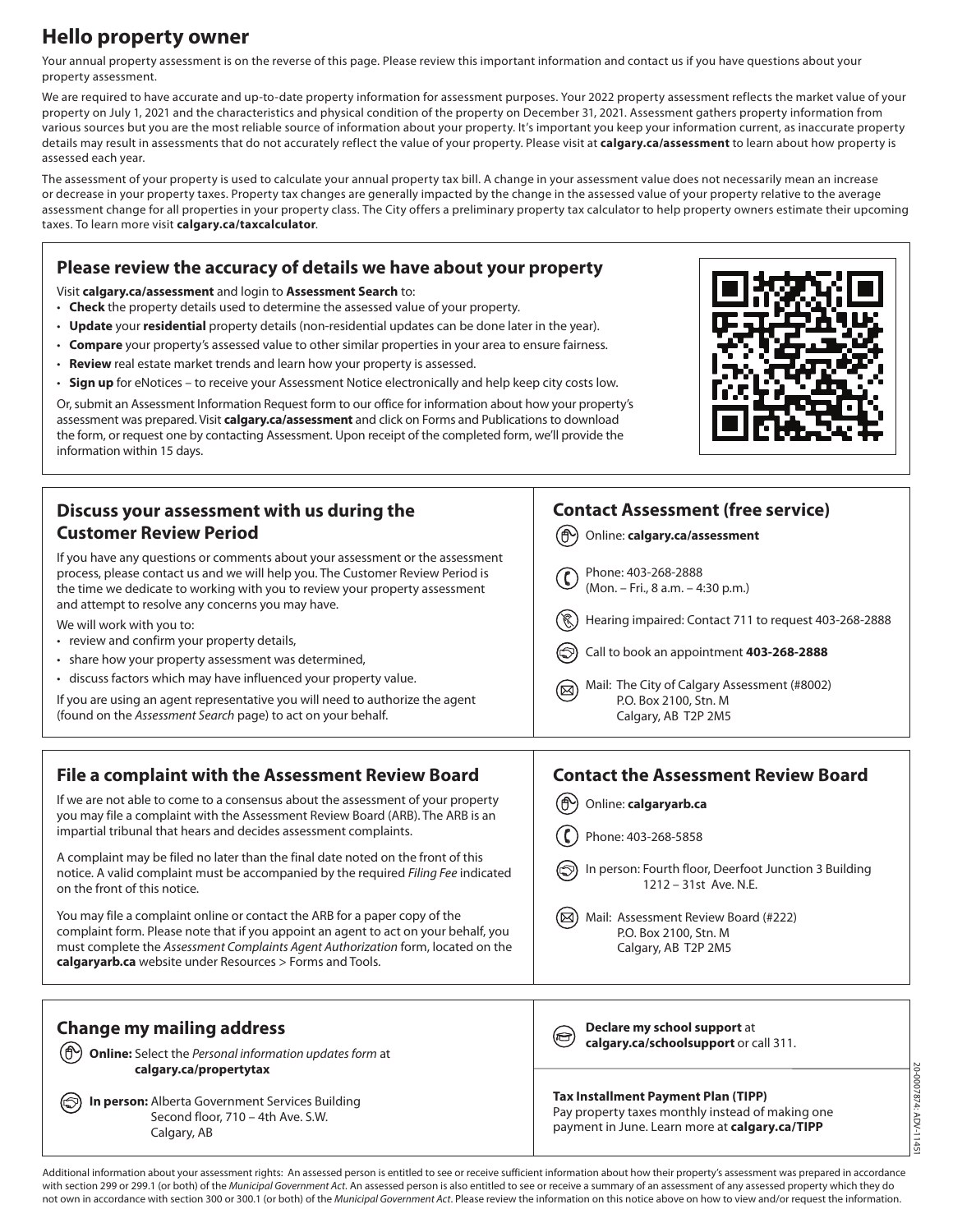# Hello property owner

Your annual property assessment is on the reverse of this page. Please review this important information and contact us if you have questions about your property assessment.

We are required to have accurate and up-to-date property information for assessment purposes. Your 2022 property assessment reflects the market value of your property on July 1, 2021 and the characteristics and physical condition of the property on December 31, 2021. Assessment gathers property information from various sources but you are the most reliable source of information about your property. It's important you keep your information current, as inaccurate property details may result in assessments that do not accurately reflect the value of your property. Please visit at **calgary.ca/assessment** to learn about how property is assessed each year.

The assessment of your property is used to calculate your annual property tax bill. A change in your assessment value does not necessarily mean an increase or decrease in your property taxes. Property tax changes are generally impacted by the change in the assessed value of your property relative to the average assessment change for all properties in your property class. The City offers a preliminary property tax calculator to help property owners estimate their upcoming taxes. To learn more visit **calgary.ca/taxcalculator**.

## Please review the accuracy of details we have about your property

Visit **calgary.ca/assessment** and login to **Assessment Search** to:

- **Check** the property details used to determine the assessed value of your property.
- **Update** your **residential** property details (non-residential updates can be done later in the year).
- **Compare** your property's assessed value to other similar properties in your area to ensure fairness.
- **Review** real estate market trends and learn how your property is assessed.
- **Sign up** for eNotices – to receive your Assessment Notice electronically and help keep city costs low.

Or, submit an Assessment Information Request form to our office for information about how your property's assessment was prepared. Visit **calgary.ca/assessment** and click on Forms and Publications to download the form, or request one by contacting Assessment. Upon receipt of the completed form, we'll provide the information within 15 days.

## Discuss your assessment with us during the Customer Review Period

If you have any questions or comments about your assessment or the assessment process, please contact us and we will help you. The Customer Review Period is the time we dedicate to working with you to review your property assessment and attempt to resolve any concerns you may have.

We will work with you to:

- review and confirm your property details,
- share how your property assessment was determined,
- discuss factors which may have influenced your property value.

If you are using an agent representative you will need to authorize the agent (found on the *Assessment Search* page) to act on your behalf.

## Contact Assessment (free service)

Online: **calgary.ca/assessment**

Phone: 403-268-2888
(Mon. – Fri., 8 a.m. – 4:30 p.m.)

Hearing impaired: Contact 711 to request 403-268-2888

Call to book an appointment **403-268-2888**

Mail: The City of Calgary Assessment (#8002)
P.O. Box 2100, Stn. M
Calgary, AB T2P 2M5

## File a complaint with the Assessment Review Board

If we are not able to come to a consensus about the assessment of your property you may file a complaint with the Assessment Review Board (ARB). The ARB is an impartial tribunal that hears and decides assessment complaints.

A complaint may be filed no later than the final date noted on the front of this notice. A valid complaint must be accompanied by the required *Filing Fee* indicated on the front of this notice.

You may file a complaint online or contact the ARB for a paper copy of the complaint form. Please note that if you appoint an agent to act on your behalf, you must complete the *Assessment Complaints Agent Authorization* form, located on the **calgaryarb.ca** website under Resources > Forms and Tools.

## Contact the Assessment Review Board

Online: **calgaryarb.ca**

Phone: 403-268-5858

In person: Fourth floor, Deerfoot Junction 3 Building
1212 – 31st Ave. N.E.

Mail: Assessment Review Board (#222)
P.O. Box 2100, Stn. M
Calgary, AB T2P 2M5

## Change my mailing address

**Online:** Select the *Personal information updates form* at **calgary.ca/propertytax**

**In person:** Alberta Government Services Building
Second floor, 710 – 4th Ave. S.W.
Calgary, AB

**Declare my school support** at **calgary.ca/schoolsupport** or call 311.

**Tax Installment Payment Plan (TIPP)**
Pay property taxes monthly instead of making one payment in June. Learn more at **calgary.ca/TIPP**

20-0007874: ADV-1145I

Additional information about your assessment rights: An assessed person is entitled to see or receive sufficient information about how their property's assessment was prepared in accordance with section 299 or 299.1 (or both) of the *Municipal Government Act*. An assessed person is also entitled to see or receive a summary of an assessment of any assessed property which they do not own in accordance with section 300 or 300.1 (or both) of the *Municipal Government Act*. Please review the information on this notice above on how to view and/or request the information.